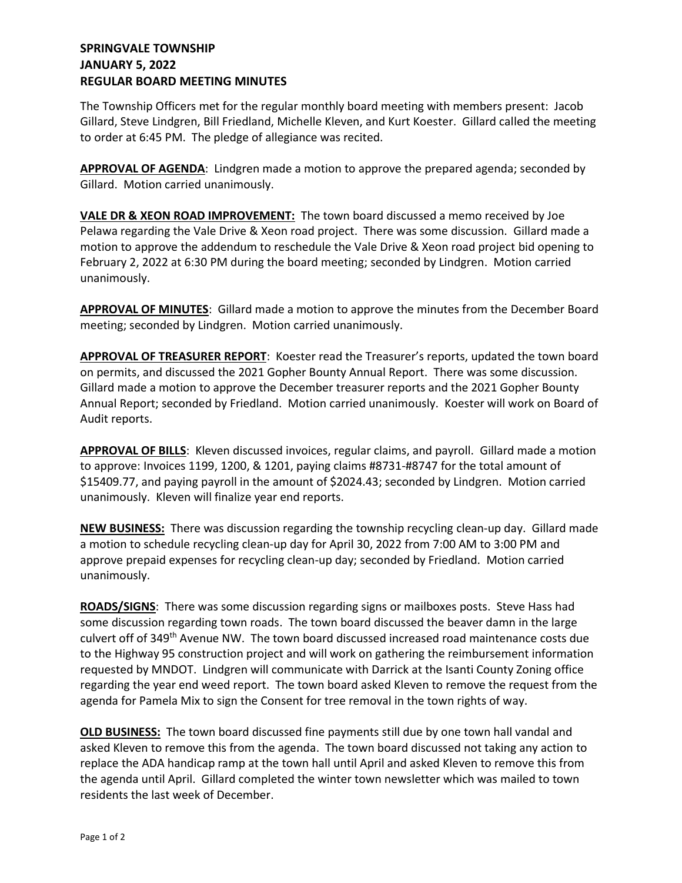**SPRINGVALE TOWNSHIP**
**JANUARY 5, 2022**
**REGULAR BOARD MEETING MINUTES**

The Township Officers met for the regular monthly board meeting with members present: Jacob Gillard, Steve Lindgren, Bill Friedland, Michelle Kleven, and Kurt Koester. Gillard called the meeting to order at 6:45 PM. The pledge of allegiance was recited.

**APPROVAL OF AGENDA**: Lindgren made a motion to approve the prepared agenda; seconded by Gillard. Motion carried unanimously.

**VALE DR & XEON ROAD IMPROVEMENT:** The town board discussed a memo received by Joe Pelawa regarding the Vale Drive & Xeon road project. There was some discussion. Gillard made a motion to approve the addendum to reschedule the Vale Drive & Xeon road project bid opening to February 2, 2022 at 6:30 PM during the board meeting; seconded by Lindgren. Motion carried unanimously.

**APPROVAL OF MINUTES**: Gillard made a motion to approve the minutes from the December Board meeting; seconded by Lindgren. Motion carried unanimously.

**APPROVAL OF TREASURER REPORT**: Koester read the Treasurer's reports, updated the town board on permits, and discussed the 2021 Gopher Bounty Annual Report. There was some discussion. Gillard made a motion to approve the December treasurer reports and the 2021 Gopher Bounty Annual Report; seconded by Friedland. Motion carried unanimously. Koester will work on Board of Audit reports.

**APPROVAL OF BILLS**: Kleven discussed invoices, regular claims, and payroll. Gillard made a motion to approve: Invoices 1199, 1200, & 1201, paying claims #8731-#8747 for the total amount of $15409.77, and paying payroll in the amount of $2024.43; seconded by Lindgren. Motion carried unanimously. Kleven will finalize year end reports.

**NEW BUSINESS:** There was discussion regarding the township recycling clean-up day. Gillard made a motion to schedule recycling clean-up day for April 30, 2022 from 7:00 AM to 3:00 PM and approve prepaid expenses for recycling clean-up day; seconded by Friedland. Motion carried unanimously.

**ROADS/SIGNS**: There was some discussion regarding signs or mailboxes posts. Steve Hass had some discussion regarding town roads. The town board discussed the beaver damn in the large culvert off of 349th Avenue NW. The town board discussed increased road maintenance costs due to the Highway 95 construction project and will work on gathering the reimbursement information requested by MNDOT. Lindgren will communicate with Darrick at the Isanti County Zoning office regarding the year end weed report. The town board asked Kleven to remove the request from the agenda for Pamela Mix to sign the Consent for tree removal in the town rights of way.

**OLD BUSINESS:** The town board discussed fine payments still due by one town hall vandal and asked Kleven to remove this from the agenda. The town board discussed not taking any action to replace the ADA handicap ramp at the town hall until April and asked Kleven to remove this from the agenda until April. Gillard completed the winter town newsletter which was mailed to town residents the last week of December.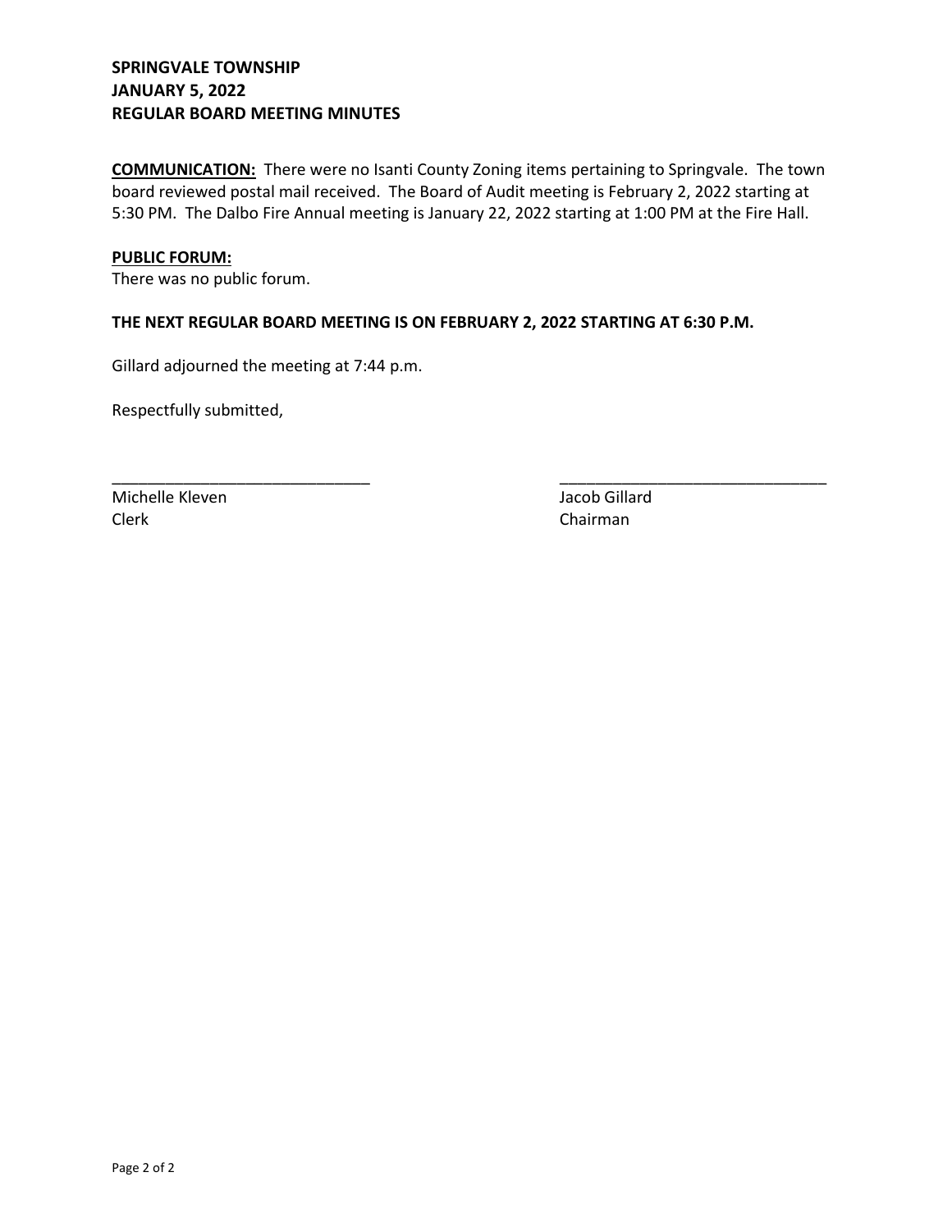**SPRINGVALE TOWNSHIP**
**JANUARY 5, 2022**
**REGULAR BOARD MEETING MINUTES**

**COMMUNICATION:** There were no Isanti County Zoning items pertaining to Springvale. The town board reviewed postal mail received. The Board of Audit meeting is February 2, 2022 starting at 5:30 PM. The Dalbo Fire Annual meeting is January 22, 2022 starting at 1:00 PM at the Fire Hall.

**PUBLIC FORUM:**
There was no public forum.

**THE NEXT REGULAR BOARD MEETING IS ON FEBRUARY 2, 2022 STARTING AT 6:30 P.M.**

Gillard adjourned the meeting at 7:44 p.m.

Respectfully submitted,

_____________________________ _____________________________

Michelle Kleven
Clerk

Jacob Gillard
Chairman